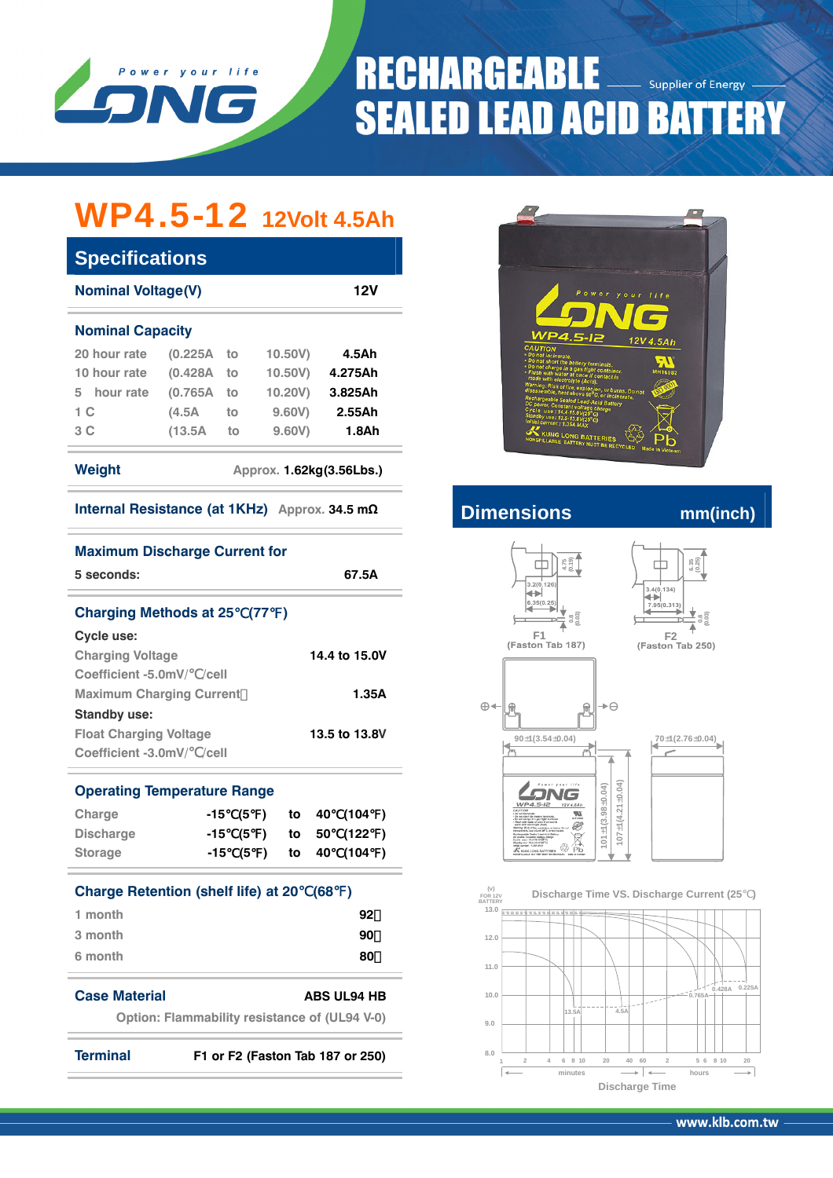# RECHARGEABLE SEALED LEAD ACID BATTERY

Supplier of Energy

## WP4.5-12 12Volt 4.5Ah

## Specifications

| Nominal Voltage(V) | 12V |
|---|---|

### Nominal Capacity

| Rate | Current | | End Voltage | Capacity |
|---|---|---|---|---|
| 20 hour rate | (0.225A | to | 10.50V) | 4.5Ah |
| 10 hour rate | (0.428A | to | 10.50V) | 4.275Ah |
| 5 hour rate | (0.765A | to | 10.20V) | 3.825Ah |
| 1 C | (4.5A | to | 9.60V) | 2.55Ah |
| 3 C | (13.5A | to | 9.60V) | 1.8Ah |

**Weight** Approx. 1.62kg(3.56Lbs.)

**Internal Resistance (at 1KHz)** Approx. 34.5 mΩ

**Maximum Discharge Current for**
5 seconds: 67.5A

### Charging Methods at 25℃(77℉)

**Cycle use:**

| Charging Voltage | 14.4 to 15.0V |
|---|---|
| Coefficient -5.0mV/℃/cell | |
| Maximum Charging Current | 1.35A |

**Standby use:**

| Float Charging Voltage | 13.5 to 13.8V |
|---|---|
| Coefficient -3.0mV/℃/cell | |

### Operating Temperature Range

| | | | |
|---|---|---|---|
| Charge | -15℃(5℉) | to | 40℃(104℉) |
| Discharge | -15℃(5℉) | to | 50℃(122℉) |
| Storage | -15℃(5℉) | to | 40℃(104℉) |

### Charge Retention (shelf life) at 20℃(68℉)

| | |
|---|---|
| 1 month | 92% |
| 3 month | 90% |
| 6 month | 80% |

**Case Material** ABS UL94 HB
Option: Flammability resistance of (UL94 V-0)

**Terminal** F1 or F2 (Faston Tab 187 or 250)

## Dimensions mm(inch)

F1 (Faston Tab 187): 3.2(0.126), 6.35(0.25), 4.75(0.19), 0.8(0.03)

F2 (Faston Tab 250): 3.4(0.134), 7.95(0.313), 6.35(0.25), 0.8(0.03)

90±1(3.54±0.04), 70±1(2.76±0.04), 101±1(3.98±0.04), 107±1(4.21±0.04)

### Discharge Time VS. Discharge Current (25℃)

(V) FOR 12V BATTERY: 13.0, 12.0, 11.0, 10.0, 9.0, 8.0

Curves: 13.5A, 4.5A, 0.765A, 0.428A, 0.225A

Discharge Time: minutes 1, 2, 4, 6, 8, 10, 20, 40, 60; hours 2, 5, 6, 8, 10, 20

www.klb.com.tw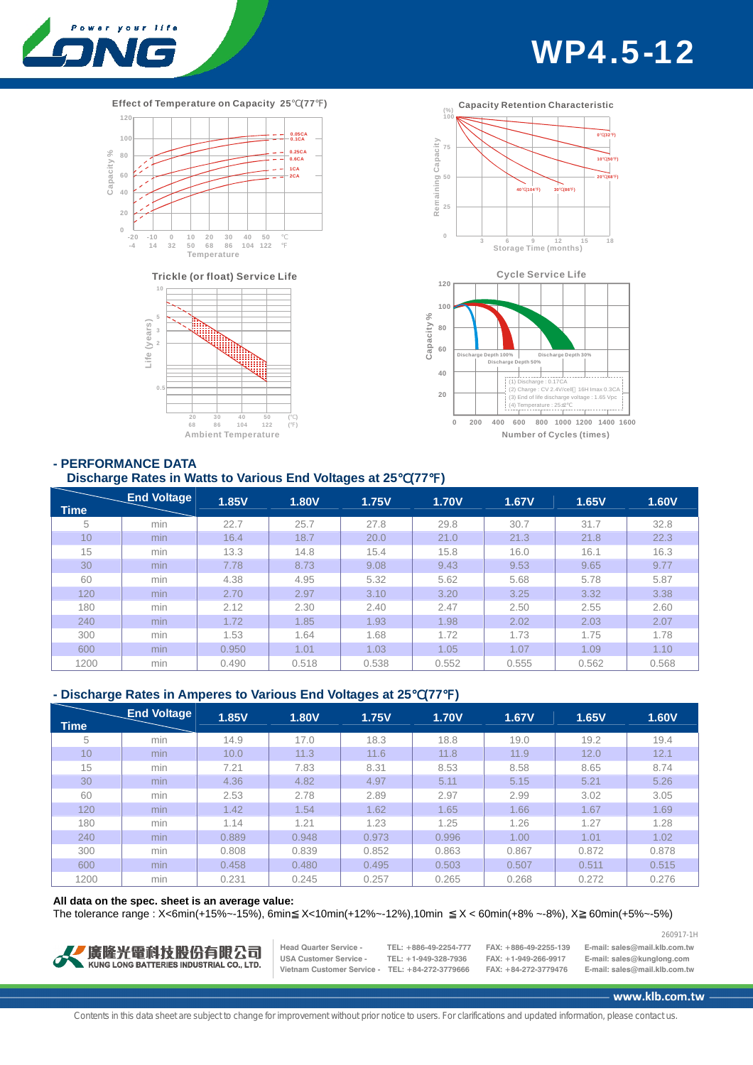# WP4.5-12

Power your life

LONG

### Effect of Temperature on Capacity 25℃(77℉)

Capacity %

120
100
80
60
40
20
0

-20 -10 0 10 20 30 40 50 ℃
-4 14 32 50 68 86 104 122 ℉
Temperature

0.05CA
0.1CA
0.25CA
0.6CA
1CA
2CA

### Capacity Retention Characteristic

(%)
Remaining Capacity

100
75
50
25
0

3 6 9 12 15 18
Storage Time (months)

0℃(32℉)
10℃(50℉)
20℃(68℉)
40℃(104℉)
30℃(86℉)

### Trickle (or float) Service Life

Life (years)

10
5
3
2
0.5

20 30 40 50 (℃)
68 86 104 122 (℉)
Ambient Temperature

### Cycle Service Life

Capacity %

120
100
80
60
40
20

0 200 400 600 800 1000 1200 1400 1600
Number of Cycles (times)

Discharge Depth 100%
Discharge Depth 50%
Discharge Depth 30%

(1) Discharge : 0.17CA
(2) Charge : CV 2.4V/cell, 16H Imax 0.3CA
(3) End of life discharge voltage : 1.65 Vpc
(4) Temperature : 25±2℃

## - PERFORMANCE DATA

### Discharge Rates in Watts to Various End Voltages at 25℃(77℉)

| Time | End Voltage | 1.85V | 1.80V | 1.75V | 1.70V | 1.67V | 1.65V | 1.60V |
|---|---|---|---|---|---|---|---|---|
| 5 | min | 22.7 | 25.7 | 27.8 | 29.8 | 30.7 | 31.7 | 32.8 |
| 10 | min | 16.4 | 18.7 | 20.0 | 21.0 | 21.3 | 21.8 | 22.3 |
| 15 | min | 13.3 | 14.8 | 15.4 | 15.8 | 16.0 | 16.1 | 16.3 |
| 30 | min | 7.78 | 8.73 | 9.08 | 9.43 | 9.53 | 9.65 | 9.77 |
| 60 | min | 4.38 | 4.95 | 5.32 | 5.62 | 5.68 | 5.78 | 5.87 |
| 120 | min | 2.70 | 2.97 | 3.10 | 3.20 | 3.25 | 3.32 | 3.38 |
| 180 | min | 2.12 | 2.30 | 2.40 | 2.47 | 2.50 | 2.55 | 2.60 |
| 240 | min | 1.72 | 1.85 | 1.93 | 1.98 | 2.02 | 2.03 | 2.07 |
| 300 | min | 1.53 | 1.64 | 1.68 | 1.72 | 1.73 | 1.75 | 1.78 |
| 600 | min | 0.950 | 1.01 | 1.03 | 1.05 | 1.07 | 1.09 | 1.10 |
| 1200 | min | 0.490 | 0.518 | 0.538 | 0.552 | 0.555 | 0.562 | 0.568 |

### - Discharge Rates in Amperes to Various End Voltages at 25℃(77℉)

| Time | End Voltage | 1.85V | 1.80V | 1.75V | 1.70V | 1.67V | 1.65V | 1.60V |
|---|---|---|---|---|---|---|---|---|
| 5 | min | 14.9 | 17.0 | 18.3 | 18.8 | 19.0 | 19.2 | 19.4 |
| 10 | min | 10.0 | 11.3 | 11.6 | 11.8 | 11.9 | 12.0 | 12.1 |
| 15 | min | 7.21 | 7.83 | 8.31 | 8.53 | 8.58 | 8.65 | 8.74 |
| 30 | min | 4.36 | 4.82 | 4.97 | 5.11 | 5.15 | 5.21 | 5.26 |
| 60 | min | 2.53 | 2.78 | 2.89 | 2.97 | 2.99 | 3.02 | 3.05 |
| 120 | min | 1.42 | 1.54 | 1.62 | 1.65 | 1.66 | 1.67 | 1.69 |
| 180 | min | 1.14 | 1.21 | 1.23 | 1.25 | 1.26 | 1.27 | 1.28 |
| 240 | min | 0.889 | 0.948 | 0.973 | 0.996 | 1.00 | 1.01 | 1.02 |
| 300 | min | 0.808 | 0.839 | 0.852 | 0.863 | 0.867 | 0.872 | 0.878 |
| 600 | min | 0.458 | 0.480 | 0.495 | 0.503 | 0.507 | 0.511 | 0.515 |
| 1200 | min | 0.231 | 0.245 | 0.257 | 0.265 | 0.268 | 0.272 | 0.276 |

**All data on the spec. sheet is an average value:**

The tolerance range : X<6min(+15%~-15%), 6min≦X<10min(+12%~-12%),10min ≦X < 60min(+8% ~-8%), X≧60min(+5%~-5%)

260917-1H

廣隆光電科技股份有限公司
KUNG LONG BATTERIES INDUSTRIAL CO., LTD.

| | | | |
|---|---|---|---|
| Head Quarter Service - | TEL: +886-49-2254-777 | FAX: +886-49-2255-139 | E-mail: sales@mail.klb.com.tw |
| USA Customer Service - | TEL: +1-949-328-7936 | FAX: +1-949-266-9917 | E-mail: sales@kunglong.com |
| Vietnam Customer Service - | TEL: +84-272-3779666 | FAX: +84-272-3779476 | E-mail: sales@mail.klb.com.tw |

www.klb.com.tw

Contents in this data sheet are subject to change for improvement without prior notice to users. For clarifications and updated information, please contact us.